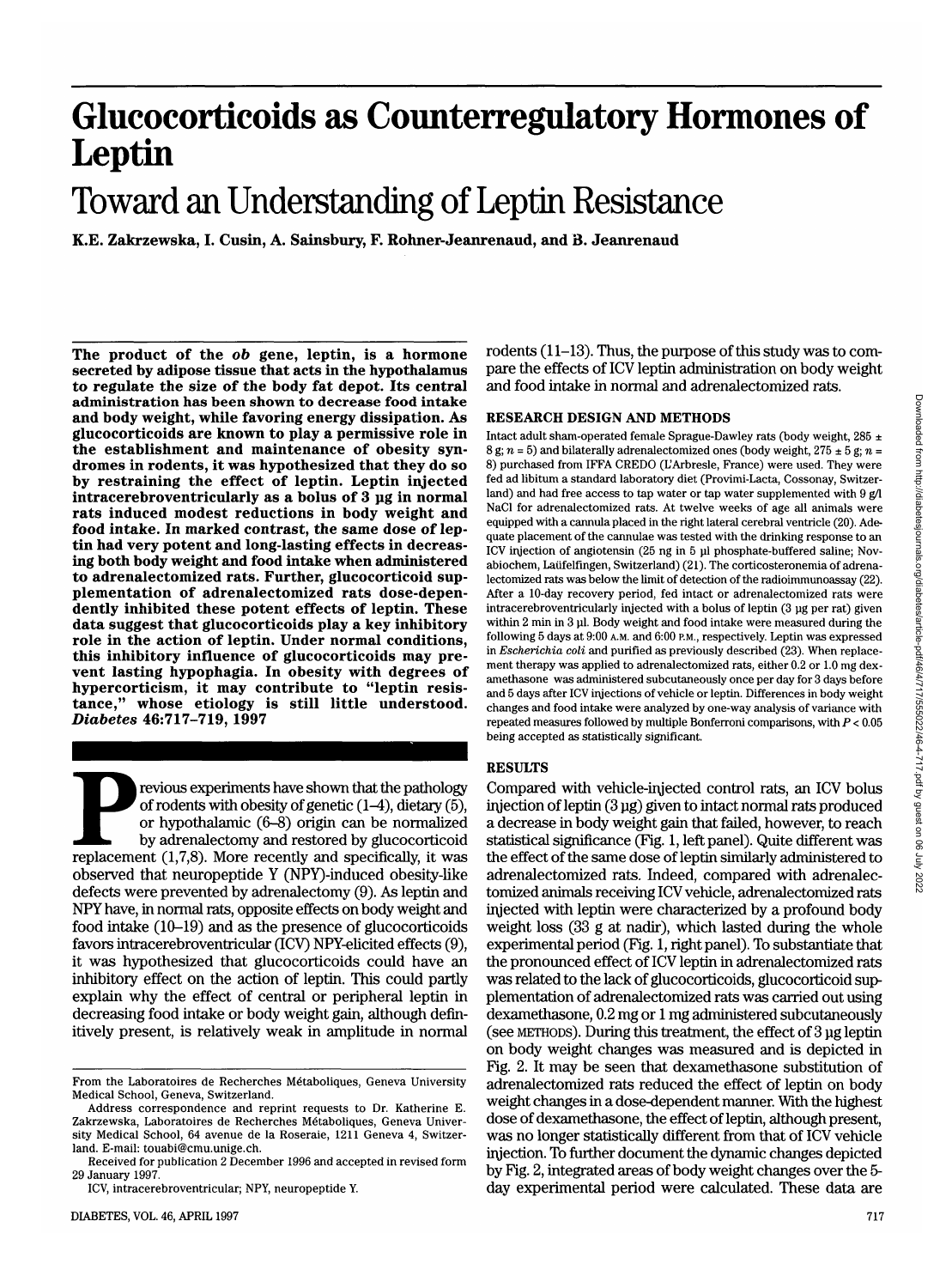# Glucocorticoids as Counterregulatory Hormones of Leptin

## Toward an Understanding of Leptin Resistance

**K.E. Zakrzewska, I. Cusin, A. Sainsbury, F. Rohner-Jeanrenaud, and B. Jeanrenaud**

**The product of the *ob* gene, leptin, is a hormone secreted by adipose tissue that acts in the hypothalamus to regulate the size of the body fat depot. Its central administration has been shown to decrease food intake and body weight, while favoring energy dissipation. As glucocorticoids are known to play a permissive role in the establishment and maintenance of obesity syndromes in rodents, it was hypothesized that they do so by restraining the effect of leptin. Leptin injected intracerebroventricularly as a bolus of 3 µg in normal rats induced modest reductions in body weight and food intake. In marked contrast, the same dose of leptin had very potent and long-lasting effects in decreasing both body weight and food intake when administered to adrenalectomized rats. Further, glucocorticoid supplementation of adrenalectomized rats dose-dependently inhibited these potent effects of leptin. These data suggest that glucocorticoids play a key inhibitory role in the action of leptin. Under normal conditions, this inhibitory influence of glucocorticoids may prevent lasting hypophagia. In obesity with degrees of hypercorticism, it may contribute to "leptin resistance," whose etiology is still little understood.** ***Diabetes* 46:717–719, 1997**

Previous experiments have shown that the pathology of rodents with obesity of genetic (1–4), dietary (5), or hypothalamic (6–8) origin can be normalized by adrenalectomy and restored by glucocorticoid replacement (1,7,8). More recently and specifically, it was observed that neuropeptide Y (NPY)-induced obesity-like defects were prevented by adrenalectomy (9). As leptin and NPY have, in normal rats, opposite effects on body weight and food intake (10–19) and as the presence of glucocorticoids favors intracerebroventricular (ICV) NPY-elicited effects (9), it was hypothesized that glucocorticoids could have an inhibitory effect on the action of leptin. This could partly explain why the effect of central or peripheral leptin in decreasing food intake or body weight gain, although definitively present, is relatively weak in amplitude in normal rodents (11–13). Thus, the purpose of this study was to compare the effects of ICV leptin administration on body weight and food intake in normal and adrenalectomized rats.

From the Laboratoires de Recherches Métaboliques, Geneva University Medical School, Geneva, Switzerland.

Address correspondence and reprint requests to Dr. Katherine E. Zakrzewska, Laboratoires de Recherches Métaboliques, Geneva University Medical School, 64 avenue de la Roseraie, 1211 Geneva 4, Switzerland. E-mail: touabi@cmu.unige.ch.

Received for publication 2 December 1996 and accepted in revised form 29 January 1997.

ICV, intracerebroventricular; NPY, neuropeptide Y.

## RESEARCH DESIGN AND METHODS

Intact adult sham-operated female Sprague-Dawley rats (body weight, 285 ± 8 g; $n = 5$) and bilaterally adrenalectomized ones (body weight, 275 ± 5 g; $n = 8$) purchased from IFFA CREDO (L'Arbresle, France) were used. They were fed ad libitum a standard laboratory diet (Provimi-Lacta, Cossonay, Switzerland) and had free access to tap water or tap water supplemented with 9 g/l NaCl for adrenalectomized rats. At twelve weeks of age all animals were equipped with a cannula placed in the right lateral cerebral ventricle (20). Adequate placement of the cannulae was tested with the drinking response to an ICV injection of angiotensin (25 ng in 5 µl phosphate-buffered saline; Novabiochem, Laüfelfingen, Switzerland) (21). The corticosteronemia of adrenalectomized rats was below the limit of detection of the radioimmunoassay (22). After a 10-day recovery period, fed intact or adrenalectomized rats were intracerebroventricularly injected with a bolus of leptin (3 µg per rat) given within 2 min in 3 µl. Body weight and food intake were measured during the following 5 days at 9:00 A.M. and 6:00 P.M., respectively. Leptin was expressed in *Escherichia coli* and purified as previously described (23). When replacement therapy was applied to adrenalectomized rats, either 0.2 or 1.0 mg dexamethasone was administered subcutaneously once per day for 3 days before and 5 days after ICV injections of vehicle or leptin. Differences in body weight changes and food intake were analyzed by one-way analysis of variance with repeated measures followed by multiple Bonferroni comparisons, with $P < 0.05$ being accepted as statistically significant.

## RESULTS

Compared with vehicle-injected control rats, an ICV bolus injection of leptin (3 µg) given to intact normal rats produced a decrease in body weight gain that failed, however, to reach statistical significance (Fig. 1, left panel). Quite different was the effect of the same dose of leptin similarly administered to adrenalectomized rats. Indeed, compared with adrenalectomized animals receiving ICV vehicle, adrenalectomized rats injected with leptin were characterized by a profound body weight loss (33 g at nadir), which lasted during the whole experimental period (Fig. 1, right panel). To substantiate that the pronounced effect of ICV leptin in adrenalectomized rats was related to the lack of glucocorticoids, glucocorticoid supplementation of adrenalectomized rats was carried out using dexamethasone, 0.2 mg or 1 mg administered subcutaneously (see METHODS). During this treatment, the effect of 3 µg leptin on body weight changes was measured and is depicted in Fig. 2. It may be seen that dexamethasone substitution of adrenalectomized rats reduced the effect of leptin on body weight changes in a dose-dependent manner. With the highest dose of dexamethasone, the effect of leptin, although present, was no longer statistically different from that of ICV vehicle injection. To further document the dynamic changes depicted by Fig. 2, integrated areas of body weight changes over the 5-day experimental period were calculated. These data are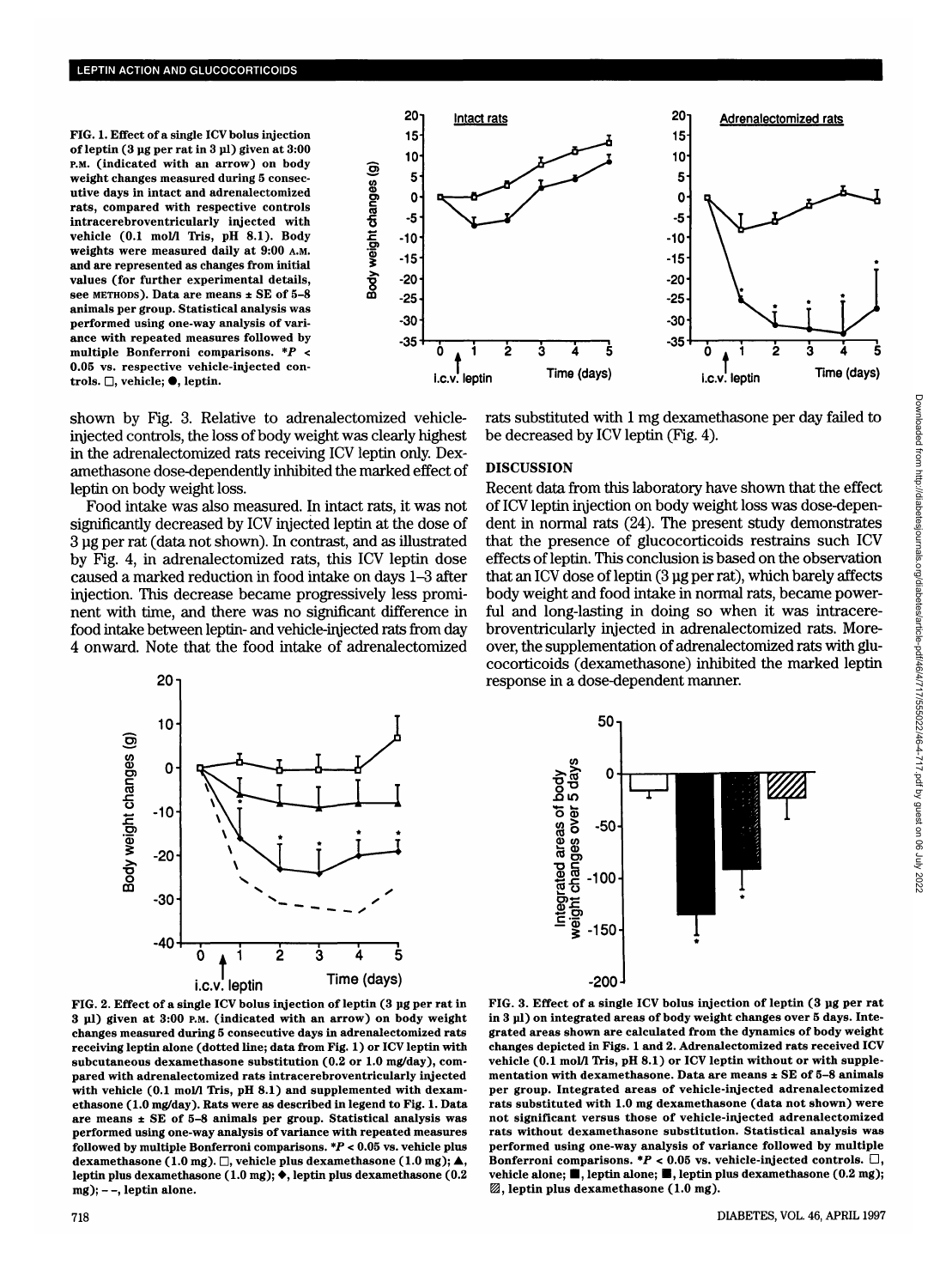FIG. 1. Effect of a single ICV bolus injection of leptin (3 µg per rat in 3 µl) given at 3:00 P.M. (indicated with an arrow) on body weight changes measured during 5 consecutive days in intact and adrenalectomized rats, compared with respective controls intracerebroventricularly injected with vehicle (0.1 mol/l Tris, pH 8.1). Body weights were measured daily at 9:00 A.M. and are represented as changes from initial values (for further experimental details, see METHODS). Data are means ± SE of 5–8 animals per group. Statistical analysis was performed using one-way analysis of variance with repeated measures followed by multiple Bonferroni comparisons. \*$P < 0.05$ vs. respective vehicle-injected controls. □, vehicle; ●, leptin.

shown by Fig. 3. Relative to adrenalectomized vehicle-injected controls, the loss of body weight was clearly highest in the adrenalectomized rats receiving ICV leptin only. Dexamethasone dose-dependently inhibited the marked effect of leptin on body weight loss.

Food intake was also measured. In intact rats, it was not significantly decreased by ICV injected leptin at the dose of 3 µg per rat (data not shown). In contrast, and as illustrated by Fig. 4, in adrenalectomized rats, this ICV leptin dose caused a marked reduction in food intake on days 1–3 after injection. This decrease became progressively less prominent with time, and there was no significant difference in food intake between leptin- and vehicle-injected rats from day 4 onward. Note that the food intake of adrenalectomized rats substituted with 1 mg dexamethasone per day failed to be decreased by ICV leptin (Fig. 4).

## DISCUSSION

Recent data from this laboratory have shown that the effect of ICV leptin injection on body weight loss was dose-dependent in normal rats (24). The present study demonstrates that the presence of glucocorticoids restrains such ICV effects of leptin. This conclusion is based on the observation that an ICV dose of leptin (3 µg per rat), which barely affects body weight and food intake in normal rats, became powerful and long-lasting in doing so when it was intracerebroventricularly injected in adrenalectomized rats. Moreover, the supplementation of adrenalectomized rats with glucocorticoids (dexamethasone) inhibited the marked leptin response in a dose-dependent manner.

FIG. 2. Effect of a single ICV bolus injection of leptin (3 µg per rat in 3 µl) given at 3:00 P.M. (indicated with an arrow) on body weight changes measured during 5 consecutive days in adrenalectomized rats receiving leptin alone (dotted line; data from Fig. 1) or ICV leptin with subcutaneous dexamethasone substitution (0.2 or 1.0 mg/day), compared with adrenalectomized rats intracerebroventricularly injected with vehicle (0.1 mol/l Tris, pH 8.1) and supplemented with dexamethasone (1.0 mg/day). Rats were as described in legend to Fig. 1. Data are means ± SE of 5–8 animals per group. Statistical analysis was performed using one-way analysis of variance with repeated measures followed by multiple Bonferroni comparisons. \*$P < 0.05$ vs. vehicle plus dexamethasone (1.0 mg). □, vehicle plus dexamethasone (1.0 mg); ▲, leptin plus dexamethasone (1.0 mg); ◆, leptin plus dexamethasone (0.2 mg); – –, leptin alone.

FIG. 3. Effect of a single ICV bolus injection of leptin (3 µg per rat in 3 µl) on integrated areas of body weight changes over 5 days. Integrated areas shown are calculated from the dynamics of body weight changes depicted in Figs. 1 and 2. Adrenalectomized rats received ICV vehicle (0.1 mol/l Tris, pH 8.1) or ICV leptin without or with supplementation with dexamethasone. Data are means ± SE of 5–8 animals per group. Integrated areas of vehicle-injected adrenalectomized rats substituted with 1.0 mg dexamethasone (data not shown) were not significant versus those of vehicle-injected adrenalectomized rats without dexamethasone substitution. Statistical analysis was performed using one-way analysis of variance followed by multiple Bonferroni comparisons. \*$P < 0.05$ vs. vehicle-injected controls. □, vehicle alone; ■, leptin alone; ■, leptin plus dexamethasone (0.2 mg); ▨, leptin plus dexamethasone (1.0 mg).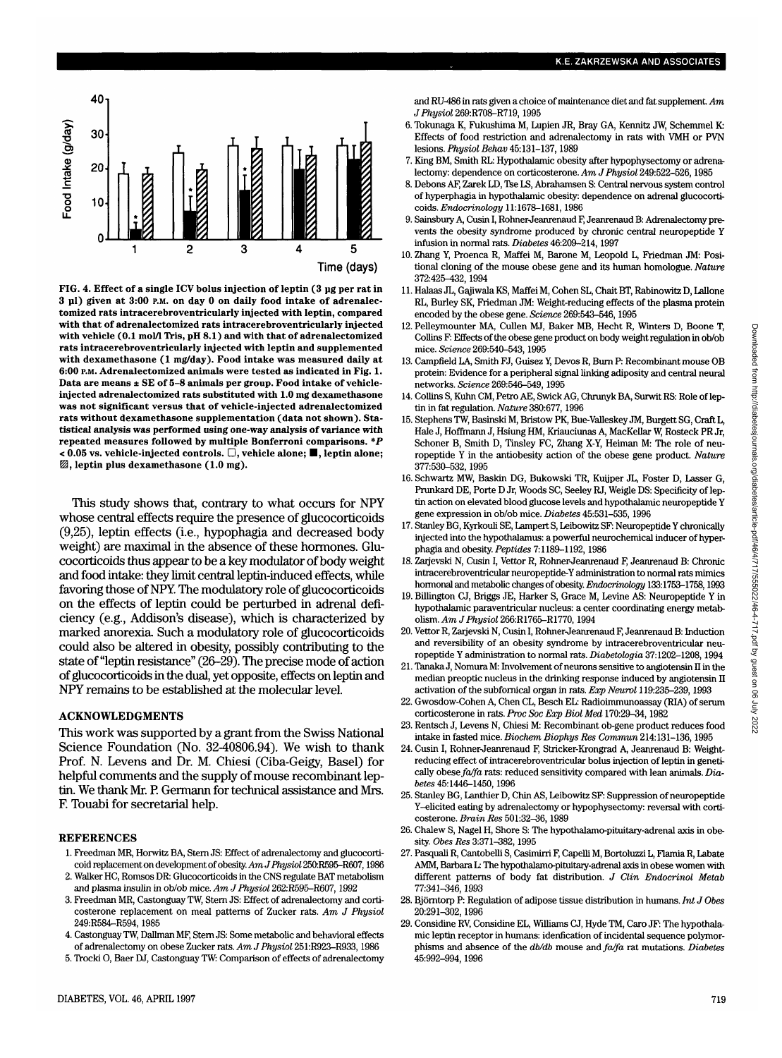40

30

20

10

0

Food Intake (g/day)

1 2 3 4 5

Time (days)

FIG. 4. Effect of a single ICV bolus injection of leptin (3 µg per rat in 3 µl) given at 3:00 P.M. on day 0 on daily food intake of adrenalectomized rats intracerebroventricularly injected with leptin, compared with that of adrenalectomized rats intracerebroventricularly injected with vehicle (0.1 mol/l Tris, pH 8.1) and with that of adrenalectomized rats intracerebroventricularly injected with leptin and supplemented with dexamethasone (1 mg/day). Food intake was measured daily at 6:00 P.M. Adrenalectomized animals were tested as indicated in Fig. 1. Data are means ± SE of 5–8 animals per group. Food intake of vehicle-injected adrenalectomized rats substituted with 1.0 mg dexamethasone was not significant versus that of vehicle-injected adrenalectomized rats without dexamethasone supplementation (data not shown). Statistical analysis was performed using one-way analysis of variance with repeated measures followed by multiple Bonferroni comparisons. *$P < 0.05$ vs. vehicle-injected controls. □, vehicle alone; ■, leptin alone; ▨, leptin plus dexamethasone (1.0 mg).

This study shows that, contrary to what occurs for NPY whose central effects require the presence of glucocorticoids (9,25), leptin effects (i.e., hypophagia and decreased body weight) are maximal in the absence of these hormones. Glucocorticoids thus appear to be a key modulator of body weight and food intake: they limit central leptin-induced effects, while favoring those of NPY. The modulatory role of glucocorticoids on the effects of leptin could be perturbed in adrenal deficiency (e.g., Addison's disease), which is characterized by marked anorexia. Such a modulatory role of glucocorticoids could also be altered in obesity, possibly contributing to the state of "leptin resistance" (26–29). The precise mode of action of glucocorticoids in the dual, yet opposite, effects on leptin and NPY remains to be established at the molecular level.

## ACKNOWLEDGMENTS

This work was supported by a grant from the Swiss National Science Foundation (No. 32-40806.94). We wish to thank Prof. N. Levens and Dr. M. Chiesi (Ciba-Geigy, Basel) for helpful comments and the supply of mouse recombinant leptin. We thank Mr. P. Germann for technical assistance and Mrs. F. Touabi for secretarial help.

## REFERENCES

1. Freedman MR, Horwitz BA, Stern JS: Effect of adrenalectomy and glucocorticoid replacement on development of obesity. *Am J Physiol* 250:R595–R607, 1986
2. Walker HC, Romsos DR: Glucocorticoids in the CNS regulate BAT metabolism and plasma insulin in ob/ob mice. *Am J Physiol* 262:R595–R607, 1992
3. Freedman MR, Castonguay TW, Stern JS: Effect of adrenalectomy and corticosterone replacement on meal patterns of Zucker rats. *Am J Physiol* 249:R584–R594, 1985
4. Castonguay TW, Dallman MF, Stern JS: Some metabolic and behavioral effects of adrenalectomy on obese Zucker rats. *Am J Physiol* 251:R923–R933, 1986
5. Trocki O, Baer DJ, Castonguay TW: Comparison of effects of adrenalectomy and RU-486 in rats given a choice of maintenance diet and fat supplement. *Am J Physiol* 269:R708–R719, 1995
6. Tokunaga K, Fukushima M, Lupien JR, Bray GA, Kennitz JW, Schemmel K: Effects of food restriction and adrenalectomy in rats with VMH or PVN lesions. *Physiol Behav* 45:131–137, 1989
7. King BM, Smith RL: Hypothalamic obesity after hypophysectomy or adrenalectomy: dependence on corticosterone. *Am J Physiol* 249:522–526, 1985
8. Debons AF, Zarek LD, Tse LS, Abrahamsen S: Central nervous system control of hyperphagia in hypothalamic obesity: dependence on adrenal glucocorticoids. *Endocrinology* 11:1678–1681, 1986
9. Sainsbury A, Cusin I, Rohner-Jeanrenaud F, Jeanrenaud B: Adrenalectomy prevents the obesity syndrome produced by chronic central neuropeptide Y infusion in normal rats. *Diabetes* 46:209–214, 1997
10. Zhang Y, Proenca R, Maffei M, Barone M, Leopold L, Friedman JM: Positional cloning of the mouse obese gene and its human homologue. *Nature* 372:425–432, 1994
11. Halaas JL, Gajiwala KS, Maffei M, Cohen SL, Chait BT, Rabinowitz D, Lallone RL, Burley SK, Friedman JM: Weight-reducing effects of the plasma protein encoded by the obese gene. *Science* 269:543–546, 1995
12. Pelleymounter MA, Cullen MJ, Baker MB, Hecht R, Winters D, Boone T, Collins F: Effects of the obese gene product on body weight regulation in ob/ob mice. *Science* 269:540–543, 1995
13. Campfield LA, Smith FJ, Guisez Y, Devos R, Burn P: Recombinant mouse OB protein: Evidence for a peripheral signal linking adiposity and central neural networks. *Science* 269:546–549, 1995
14. Collins S, Kuhn CM, Petro AE, Swick AG, Chrunyk BA, Surwit RS: Role of leptin in fat regulation. *Nature* 380:677, 1996
15. Stephens TW, Basinski M, Bristow PK, Bue-Valleskey JM, Burgett SG, Craft L, Hale J, Hoffmann J, Hsiung HM, Kriauciunas A, MacKellar W, Rosteck PR Jr, Schoner B, Smith D, Tinsley FC, Zhang X-Y, Heiman M: The role of neuropeptide Y in the antiobesity action of the obese gene product. *Nature* 377:530–532, 1995
16. Schwartz MW, Baskin DG, Bukowski TR, Kuijper JL, Foster D, Lasser G, Prunkard DE, Porte D Jr, Woods SC, Seeley RJ, Weigle DS: Specificity of leptin action on elevated blood glucose levels and hypothalamic neuropeptide Y gene expression in ob/ob mice. *Diabetes* 45:531–535, 1996
17. Stanley BG, Kyrkouli SE, Lampert S, Leibowitz SF: Neuropeptide Y chronically injected into the hypothalamus: a powerful neurochemical inducer of hyperphagia and obesity. *Peptides* 7:1189–1192, 1986
18. Zarjevski N, Cusin I, Vettor R, Rohner-Jeanrenaud F, Jeanrenaud B: Chronic intracerebroventricular neuropeptide-Y administration to normal rats mimics hormonal and metabolic changes of obesity. *Endocrinology* 133:1753–1758, 1993
19. Billington CJ, Briggs JE, Harker S, Grace M, Levine AS: Neuropeptide Y in hypothalamic paraventricular nucleus: a center coordinating energy metabolism. *Am J Physiol* 266:R1765–R1770, 1994
20. Vettor R, Zarjevski N, Cusin I, Rohner-Jeanrenaud F, Jeanrenaud B: Induction and reversibility of an obesity syndrome by intracerebroventricular neuropeptide Y administration to normal rats. *Diabetologia* 37:1202–1208, 1994
21. Tanaka J, Nomura M: Involvement of neurons sensitive to angiotensin II in the median preoptic nucleus in the drinking response induced by angiotensin II activation of the subfornical organ in rats. *Exp Neurol* 119:235–239, 1993
22. Gwosdow-Cohen A, Chen CL, Besch EL: Radioimmunoassay (RIA) of serum corticosterone in rats. *Proc Soc Exp Biol Med* 170:29–34, 1982
23. Rentsch J, Levens N, Chiesi M: Recombinant ob-gene product reduces food intake in fasted mice. *Biochem Biophys Res Commun* 214:131–136, 1995
24. Cusin I, Rohner-Jeanrenaud F, Stricker-Krongrad A, Jeanrenaud B: Weight-reducing effect of intracerebroventricular bolus injection of leptin in genetically obese *fa/fa* rats: reduced sensitivity compared with lean animals. *Diabetes* 45:1446–1450, 1996
25. Stanley BG, Lanthier D, Chin AS, Leibowitz SF: Suppression of neuropeptide Y-elicited eating by adrenalectomy or hypophysectomy: reversal with corticosterone. *Brain Res* 501:32–36, 1989
26. Chalew S, Nagel H, Shore S: The hypothalamo-pituitary-adrenal axis in obesity. *Obes Res* 3:371–382, 1995
27. Pasquali R, Cantobelli S, Casimirri F, Capelli M, Bortoluzzi L, Flamia R, Labate AMM, Barbara L: The hypothalamo-pituitary-adrenal axis in obese women with different patterns of body fat distribution. *J Clin Endocrinol Metab* 77:341–346, 1993
28. Björntorp P: Regulation of adipose tissue distribution in humans. *Int J Obes* 20:291–302, 1996
29. Considine RV, Considine EL, Williams CJ, Hyde TM, Caro JF: The hypothalamic leptin receptor in humans: identification of incidental sequence polymorphisms and absence of the *db/db* mouse and *fa/fa* rat mutations. *Diabetes* 45:992–994, 1996